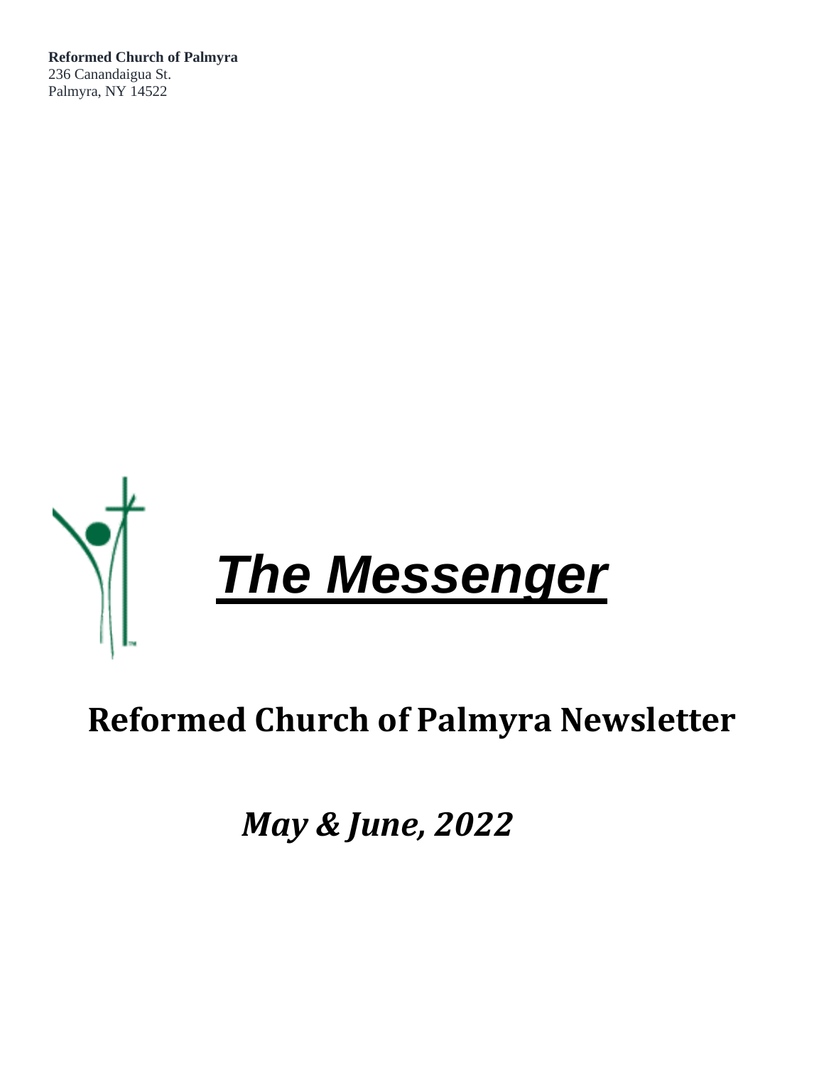**Reformed Church of Palmyra**
236 Canandaigua St.
Palmyra, NY 14522

# ***The Messenger***

## Reformed Church of Palmyra Newsletter

### *May & June, 2022*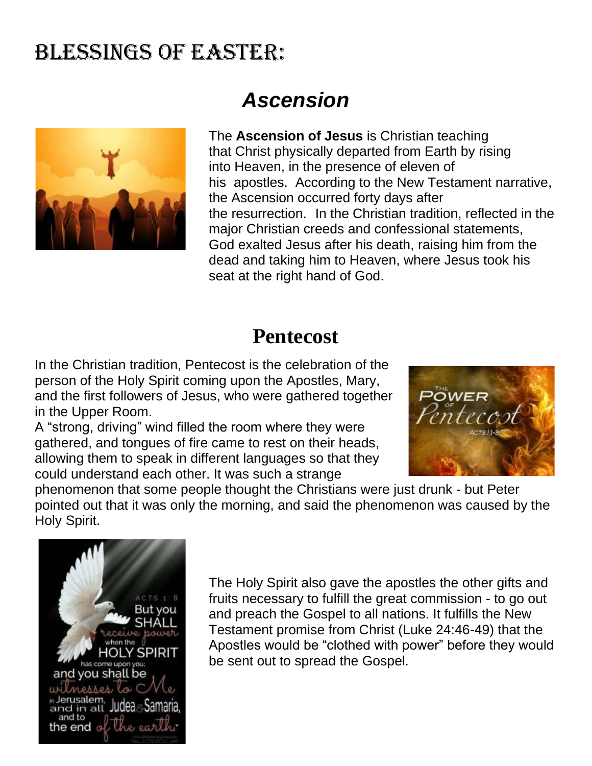# Blessings of Easter:

## *Ascension*

The **Ascension of Jesus** is Christian teaching that Christ physically departed from Earth by rising into Heaven, in the presence of eleven of his apostles. According to the New Testament narrative, the Ascension occurred forty days after the resurrection. In the Christian tradition, reflected in the major Christian creeds and confessional statements, God exalted Jesus after his death, raising him from the dead and taking him to Heaven, where Jesus took his seat at the right hand of God.

## Pentecost

In the Christian tradition, Pentecost is the celebration of the person of the Holy Spirit coming upon the Apostles, Mary, and the first followers of Jesus, who were gathered together in the Upper Room.

A "strong, driving" wind filled the room where they were gathered, and tongues of fire came to rest on their heads, allowing them to speak in different languages so that they could understand each other. It was such a strange phenomenon that some people thought the Christians were just drunk - but Peter pointed out that it was only the morning, and said the phenomenon was caused by the Holy Spirit.

The Holy Spirit also gave the apostles the other gifts and fruits necessary to fulfill the great commission - to go out and preach the Gospel to all nations. It fulfills the New Testament promise from Christ (Luke 24:46-49) that the Apostles would be "clothed with power" before they would be sent out to spread the Gospel.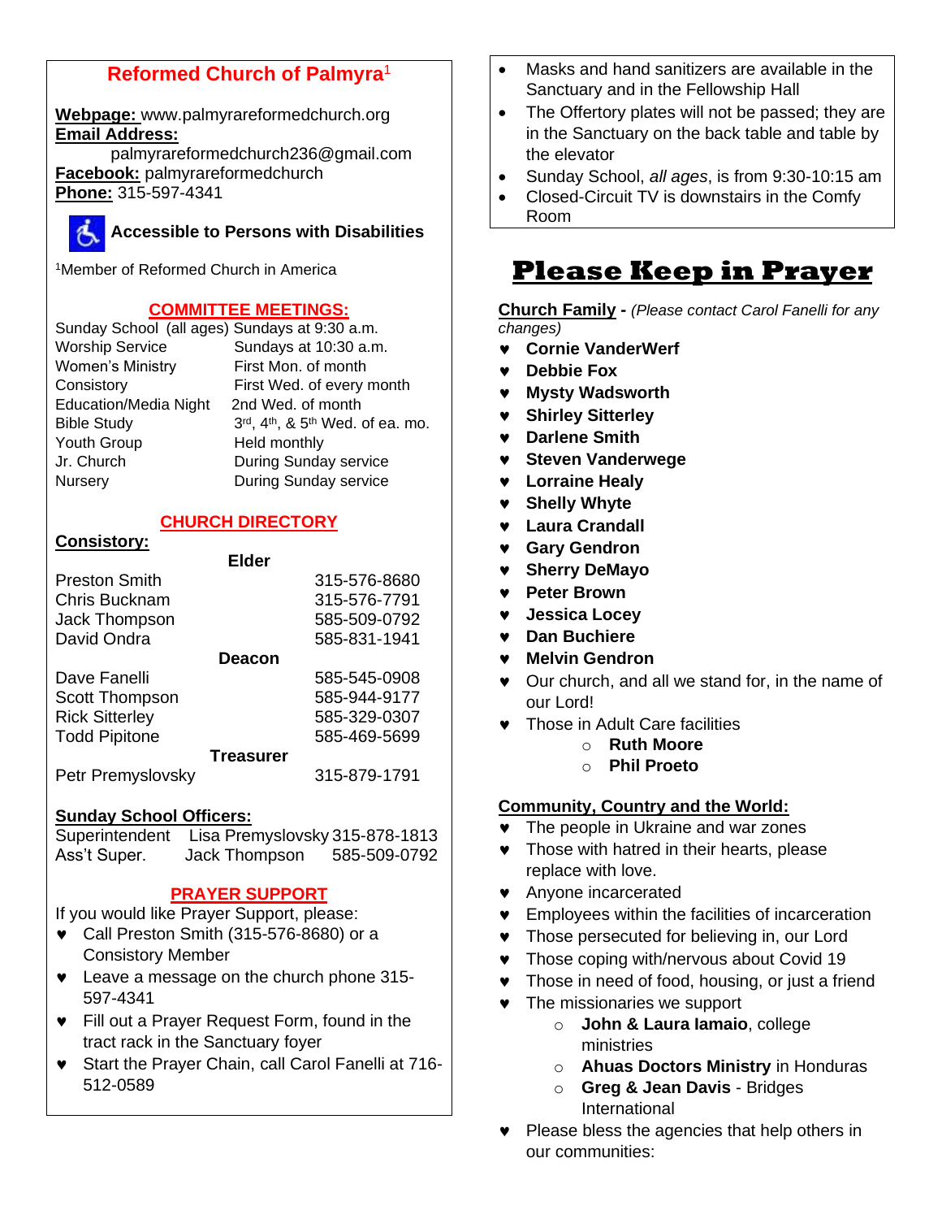## Reformed Church of Palmyra[1]

**Webpage:** www.palmyrareformedchurch.org
**Email Address:**
palmyrareformedchurch236@gmail.com
**Facebook:** palmyrareformedchurch
**Phone:** 315-597-4341

**Accessible to Persons with Disabilities**

[1]Member of Reformed Church in America

### COMMITTEE MEETINGS:

| | |
|---|---|
| Sunday School (all ages) | Sundays at 9:30 a.m. |
| Worship Service | Sundays at 10:30 a.m. |
| Women's Ministry | First Mon. of month |
| Consistory | First Wed. of every month |
| Education/Media Night | 2nd Wed. of month |
| Bible Study | 3rd, 4th, & 5th Wed. of ea. mo. |
| Youth Group | Held monthly |
| Jr. Church | During Sunday service |
| Nursery | During Sunday service |

### CHURCH DIRECTORY

**Consistory:**

| | |
|---|---|
| **Elder** | |
| Preston Smith | 315-576-8680 |
| Chris Bucknam | 315-576-7791 |
| Jack Thompson | 585-509-0792 |
| David Ondra | 585-831-1941 |
| **Deacon** | |
| Dave Fanelli | 585-545-0908 |
| Scott Thompson | 585-944-9177 |
| Rick Sitterley | 585-329-0307 |
| Todd Pipitone | 585-469-5699 |
| **Treasurer** | |
| Petr Premyslovsky | 315-879-1791 |

**Sunday School Officers:**

| | | |
|---|---|---|
| Superintendent | Lisa Premyslovsky | 315-878-1813 |
| Ass't Super. | Jack Thompson | 585-509-0792 |

### PRAYER SUPPORT

If you would like Prayer Support, please:

- Call Preston Smith (315-576-8680) or a Consistory Member
- Leave a message on the church phone 315-597-4341
- Fill out a Prayer Request Form, found in the tract rack in the Sanctuary foyer
- Start the Prayer Chain, call Carol Fanelli at 716-512-0589

---

- Masks and hand sanitizers are available in the Sanctuary and in the Fellowship Hall
- The Offertory plates will not be passed; they are in the Sanctuary on the back table and table by the elevator
- Sunday School, *all ages*, is from 9:30-10:15 am
- Closed-Circuit TV is downstairs in the Comfy Room

# Please Keep in Prayer

**Church Family** - *(Please contact Carol Fanelli for any changes)*

- **Cornie VanderWerf**
- **Debbie Fox**
- **Mysty Wadsworth**
- **Shirley Sitterley**
- **Darlene Smith**
- **Steven Vanderwege**
- **Lorraine Healy**
- **Shelly Whyte**
- **Laura Crandall**
- **Gary Gendron**
- **Sherry DeMayo**
- **Peter Brown**
- **Jessica Locey**
- **Dan Buchiere**
- **Melvin Gendron**
- Our church, and all we stand for, in the name of our Lord!
- Those in Adult Care facilities
  - **Ruth Moore**
  - **Phil Proeto**

**Community, Country and the World:**

- The people in Ukraine and war zones
- Those with hatred in their hearts, please replace with love.
- Anyone incarcerated
- Employees within the facilities of incarceration
- Those persecuted for believing in, our Lord
- Those coping with/nervous about Covid 19
- Those in need of food, housing, or just a friend
- The missionaries we support
  - **John & Laura Iamaio**, college ministries
  - **Ahuas Doctors Ministry** in Honduras
  - **Greg & Jean Davis** - Bridges International
- Please bless the agencies that help others in our communities: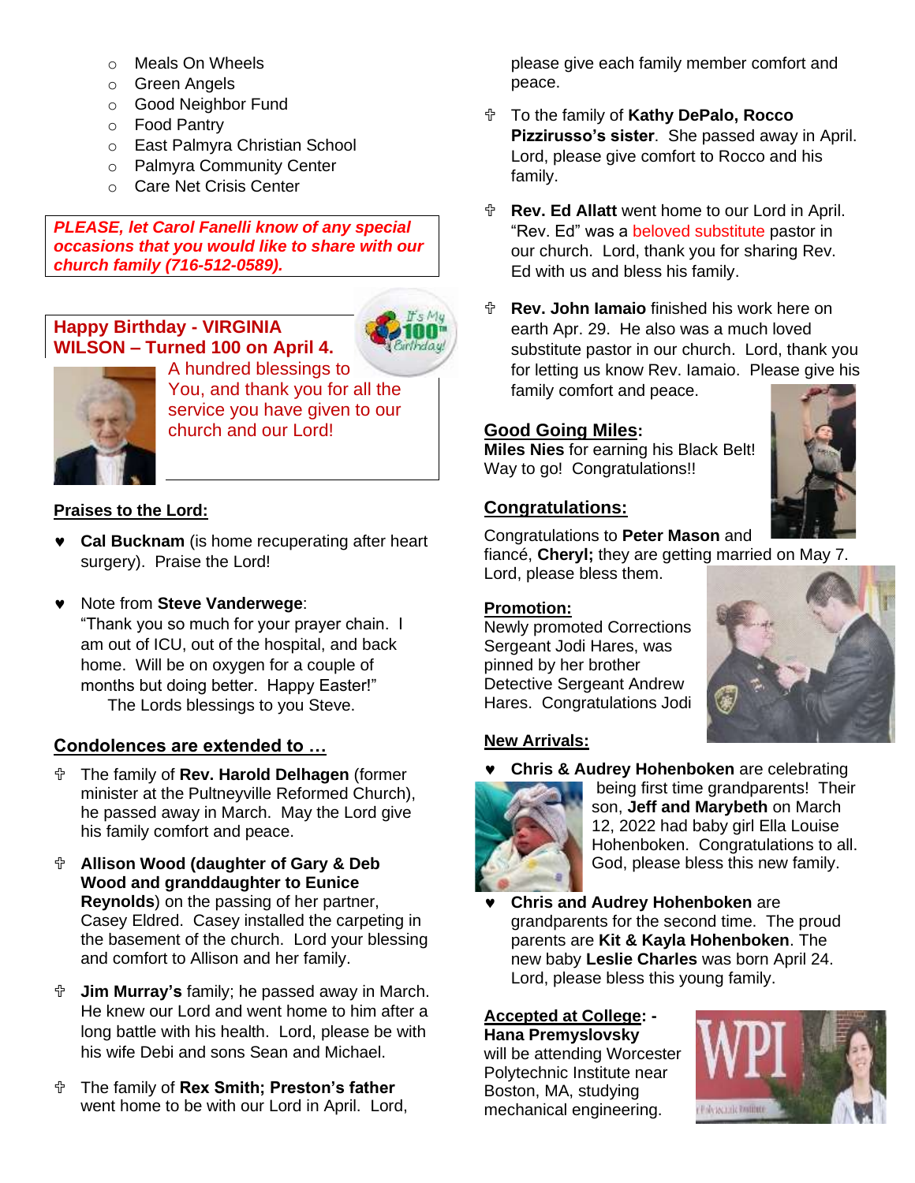- Meals On Wheels
- Green Angels
- Good Neighbor Fund
- Food Pantry
- East Palmyra Christian School
- Palmyra Community Center
- Care Net Crisis Center

***PLEASE, let Carol Fanelli know of any special occasions that you would like to share with our church family (716-512-0589).***

**Happy Birthday - VIRGINIA WILSON – Turned 100 on April 4.**

A hundred blessings to You, and thank you for all the service you have given to our church and our Lord!

## Praises to the Lord:

- **Cal Bucknam** (is home recuperating after heart surgery). Praise the Lord!

- Note from **Steve Vanderwege**:
  "Thank you so much for your prayer chain. I am out of ICU, out of the hospital, and back home. Will be on oxygen for a couple of months but doing better. Happy Easter!"
  The Lords blessings to you Steve.

## Condolences are extended to …

- The family of **Rev. Harold Delhagen** (former minister at the Pultneyville Reformed Church), he passed away in March. May the Lord give his family comfort and peace.

- **Allison Wood (daughter of Gary & Deb Wood and granddaughter to Eunice Reynolds**) on the passing of her partner, Casey Eldred. Casey installed the carpeting in the basement of the church. Lord your blessing and comfort to Allison and her family.

- **Jim Murray's** family; he passed away in March. He knew our Lord and went home to him after a long battle with his health. Lord, please be with his wife Debi and sons Sean and Michael.

- The family of **Rex Smith; Preston's father** went home to be with our Lord in April. Lord, please give each family member comfort and peace.

- To the family of **Kathy DePalo, Rocco Pizzirusso's sister**. She passed away in April. Lord, please give comfort to Rocco and his family.

- **Rev. Ed Allatt** went home to our Lord in April. "Rev. Ed" was a beloved substitute pastor in our church. Lord, thank you for sharing Rev. Ed with us and bless his family.

- **Rev. John Iamaio** finished his work here on earth Apr. 29. He also was a much loved substitute pastor in our church. Lord, thank you for letting us know Rev. Iamaio. Please give his family comfort and peace.

## Good Going Miles:

**Miles Nies** for earning his Black Belt! Way to go! Congratulations!!

## Congratulations:

Congratulations to **Peter Mason** and fiancé, **Cheryl;** they are getting married on May 7. Lord, please bless them.

## Promotion:

Newly promoted Corrections Sergeant Jodi Hares, was pinned by her brother Detective Sergeant Andrew Hares. Congratulations Jodi

## New Arrivals:

- **Chris & Audrey Hohenboken** are celebrating being first time grandparents! Their son, **Jeff and Marybeth** on March 12, 2022 had baby girl Ella Louise Hohenboken. Congratulations to all. God, please bless this new family.
- **Chris and Audrey Hohenboken** are grandparents for the second time. The proud parents are **Kit & Kayla Hohenboken**. The new baby **Leslie Charles** was born April 24. Lord, please bless this young family.

## Accepted at College: -

**Hana Premyslovsky** will be attending Worcester Polytechnic Institute near Boston, MA, studying mechanical engineering.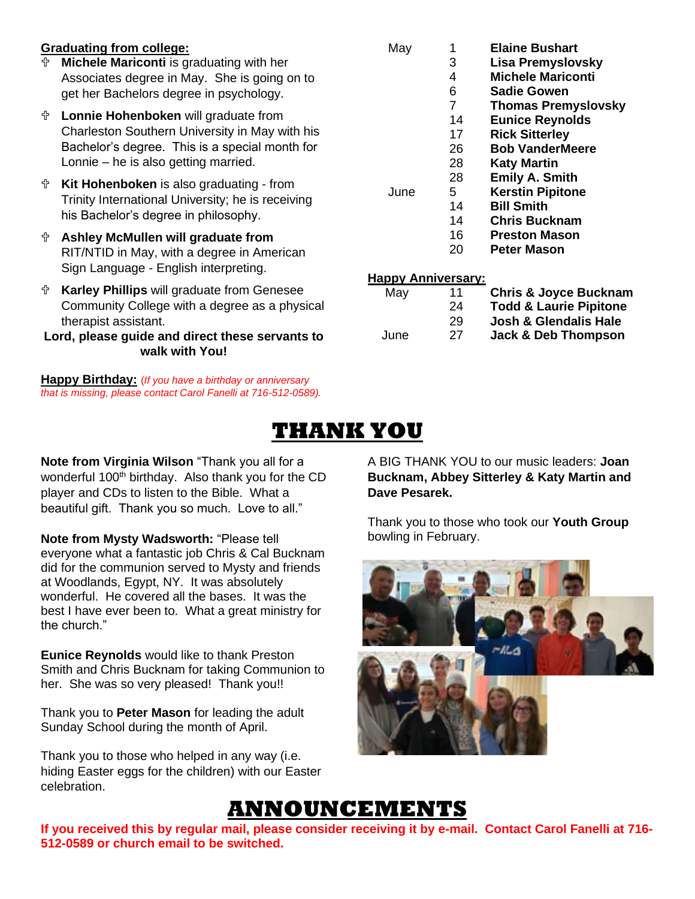**Graduating from college:**

- **Michele Mariconti** is graduating with her Associates degree in May. She is going on to get her Bachelors degree in psychology.
- **Lonnie Hohenboken** will graduate from Charleston Southern University in May with his Bachelor's degree. This is a special month for Lonnie – he is also getting married.
- **Kit Hohenboken** is also graduating - from Trinity International University; he is receiving his Bachelor's degree in philosophy.
- **Ashley McMullen will graduate from** RIT/NTID in May, with a degree in American Sign Language - English interpreting.
- **Karley Phillips** will graduate from Genesee Community College with a degree as a physical therapist assistant.

**Lord, please guide and direct these servants to walk with You!**

**Happy Birthday:** *(If you have a birthday or anniversary that is missing, please contact Carol Fanelli at 716-512-0589).*

| Month | Day | Name |
|---|---|---|
| May | 1 | **Elaine Bushart** |
| | 3 | **Lisa Premyslovsky** |
| | 4 | **Michele Mariconti** |
| | 6 | **Sadie Gowen** |
| | 7 | **Thomas Premyslovsky** |
| | 14 | **Eunice Reynolds** |
| | 17 | **Rick Sitterley** |
| | 26 | **Bob VanderMeere** |
| | 28 | **Katy Martin** |
| | 28 | **Emily A. Smith** |
| June | 5 | **Kerstin Pipitone** |
| | 14 | **Bill Smith** |
| | 14 | **Chris Bucknam** |
| | 16 | **Preston Mason** |
| | 20 | **Peter Mason** |

**Happy Anniversary:**

| Month | Day | Names |
|---|---|---|
| May | 11 | **Chris & Joyce Bucknam** |
| | 24 | **Todd & Laurie Pipitone** |
| | 29 | **Josh & Glendalis Hale** |
| June | 27 | **Jack & Deb Thompson** |

# THANK YOU

**Note from Virginia Wilson** "Thank you all for a wonderful 100th birthday. Also thank you for the CD player and CDs to listen to the Bible. What a beautiful gift. Thank you so much. Love to all."

**Note from Mysty Wadsworth:** "Please tell everyone what a fantastic job Chris & Cal Bucknam did for the communion served to Mysty and friends at Woodlands, Egypt, NY. It was absolutely wonderful. He covered all the bases. It was the best I have ever been to. What a great ministry for the church."

**Eunice Reynolds** would like to thank Preston Smith and Chris Bucknam for taking Communion to her. She was so very pleased! Thank you!!

Thank you to **Peter Mason** for leading the adult Sunday School during the month of April.

Thank you to those who helped in any way (i.e. hiding Easter eggs for the children) with our Easter celebration.

A BIG THANK YOU to our music leaders: **Joan Bucknam, Abbey Sitterley & Katy Martin and Dave Pesarek.**

Thank you to those who took our **Youth Group** bowling in February.

# ANNOUNCEMENTS

**If you received this by regular mail, please consider receiving it by e-mail. Contact Carol Fanelli at 716-512-0589 or church email to be switched.**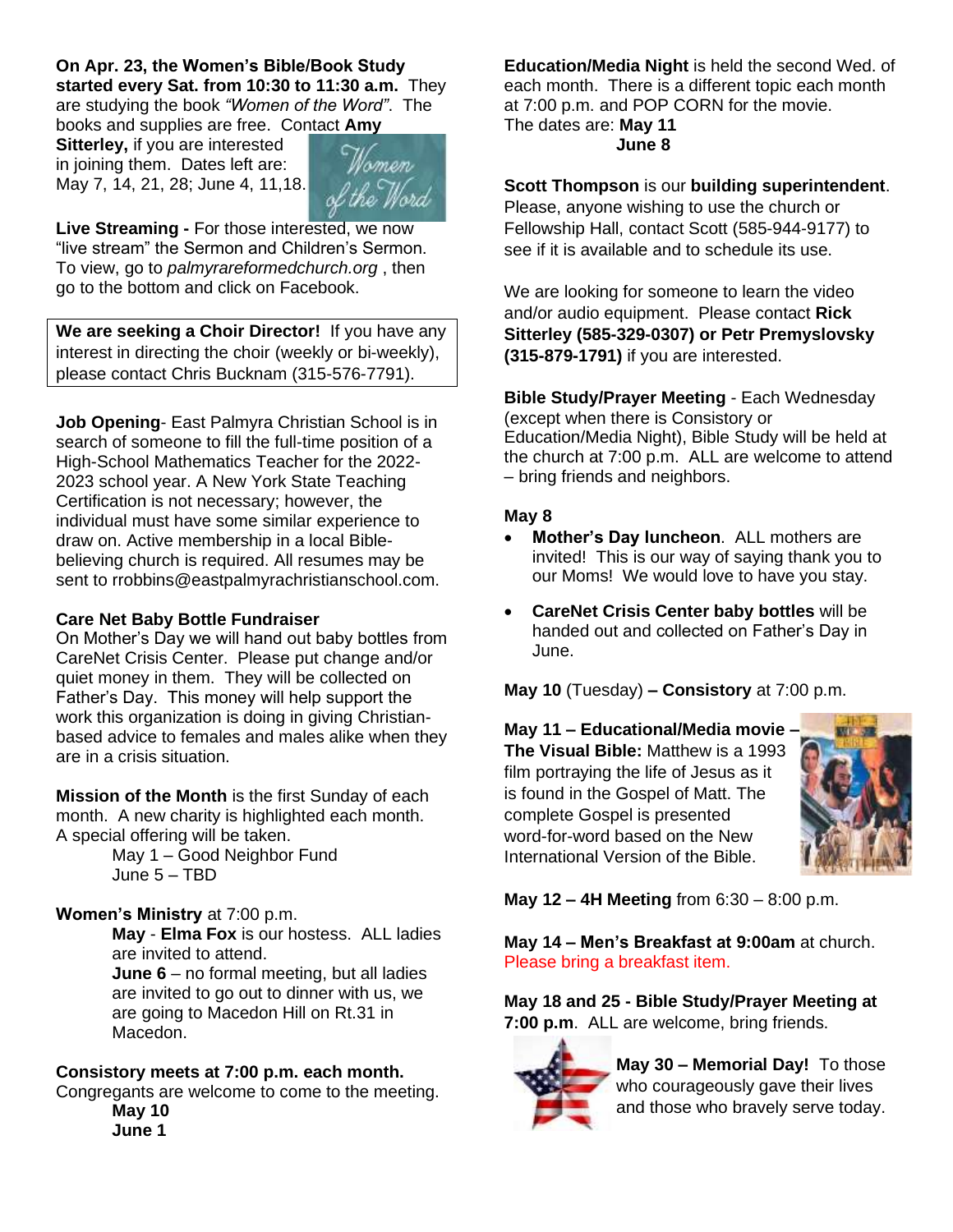**On Apr. 23, the Women's Bible/Book Study started every Sat. from 10:30 to 11:30 a.m.** They are studying the book *"Women of the Word"*. The books and supplies are free. Contact **Amy Sitterley,** if you are interested in joining them. Dates left are: May 7, 14, 21, 28; June 4, 11,18.

**Live Streaming -** For those interested, we now "live stream" the Sermon and Children's Sermon. To view, go to *palmyrareformedchurch.org* , then go to the bottom and click on Facebook.

**We are seeking a Choir Director!** If you have any interest in directing the choir (weekly or bi-weekly), please contact Chris Bucknam (315-576-7791).

**Job Opening**- East Palmyra Christian School is in search of someone to fill the full-time position of a High-School Mathematics Teacher for the 2022-2023 school year. A New York State Teaching Certification is not necessary; however, the individual must have some similar experience to draw on. Active membership in a local Bible-believing church is required. All resumes may be sent to rrobbins@eastpalmyrachristianschool.com.

**Care Net Baby Bottle Fundraiser**
On Mother's Day we will hand out baby bottles from CareNet Crisis Center. Please put change and/or quiet money in them. They will be collected on Father's Day. This money will help support the work this organization is doing in giving Christian-based advice to females and males alike when they are in a crisis situation.

**Mission of the Month** is the first Sunday of each month. A new charity is highlighted each month. A special offering will be taken.

May 1 – Good Neighbor Fund
June 5 – TBD

**Women's Ministry** at 7:00 p.m.

**May** - **Elma Fox** is our hostess. ALL ladies are invited to attend.
**June 6** – no formal meeting, but all ladies are invited to go out to dinner with us, we are going to Macedon Hill on Rt.31 in Macedon.

**Consistory meets at 7:00 p.m. each month.**
Congregants are welcome to come to the meeting.

**May 10**
**June 1**

**Education/Media Night** is held the second Wed. of each month. There is a different topic each month at 7:00 p.m. and POP CORN for the movie.
The dates are: **May 11**
**June 8**

**Scott Thompson** is our **building superintendent**. Please, anyone wishing to use the church or Fellowship Hall, contact Scott (585-944-9177) to see if it is available and to schedule its use.

We are looking for someone to learn the video and/or audio equipment. Please contact **Rick Sitterley (585-329-0307) or Petr Premyslovsky (315-879-1791)** if you are interested.

**Bible Study/Prayer Meeting** - Each Wednesday (except when there is Consistory or Education/Media Night), Bible Study will be held at the church at 7:00 p.m. ALL are welcome to attend – bring friends and neighbors.

**May 8**

- **Mother's Day luncheon**. ALL mothers are invited! This is our way of saying thank you to our Moms! We would love to have you stay.
- **CareNet Crisis Center baby bottles** will be handed out and collected on Father's Day in June.

**May 10** (Tuesday) **– Consistory** at 7:00 p.m.

**May 11 – Educational/Media movie – The Visual Bible:** Matthew is a 1993 film portraying the life of Jesus as it is found in the Gospel of Matt. The complete Gospel is presented word-for-word based on the New International Version of the Bible.

**May 12 – 4H Meeting** from 6:30 – 8:00 p.m.

**May 14 – Men's Breakfast at 9:00am** at church. Please bring a breakfast item.

**May 18 and 25 - Bible Study/Prayer Meeting at 7:00 p.m**. ALL are welcome, bring friends.

**May 30 – Memorial Day!** To those who courageously gave their lives and those who bravely serve today.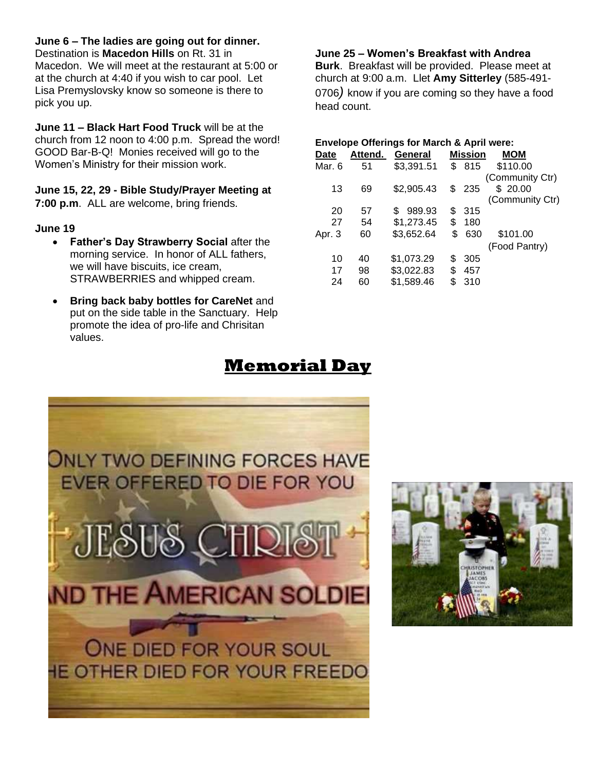**June 6 – The ladies are going out for dinner.** Destination is **Macedon Hills** on Rt. 31 in Macedon. We will meet at the restaurant at 5:00 or at the church at 4:40 if you wish to car pool. Let Lisa Premyslovsky know so someone is there to pick you up.

**June 11 – Black Hart Food Truck** will be at the church from 12 noon to 4:00 p.m. Spread the word! GOOD Bar-B-Q! Monies received will go to the Women's Ministry for their mission work.

**June 15, 22, 29 - Bible Study/Prayer Meeting at 7:00 p.m**. ALL are welcome, bring friends.

**June 19**

- **Father's Day Strawberry Social** after the morning service. In honor of ALL fathers, we will have biscuits, ice cream, STRAWBERRIES and whipped cream.
- **Bring back baby bottles for CareNet** and put on the side table in the Sanctuary. Help promote the idea of pro-life and Chrisitan values.

**June 25 – Women's Breakfast with Andrea Burk**. Breakfast will be provided. Please meet at church at 9:00 a.m. Llet **Amy Sitterley** (585-491-0706) know if you are coming so they have a food head count.

**Envelope Offerings for March & April were:**

| Date | Attend. | General | Mission | MOM |
|---|---|---|---|---|
| Mar. 6 | 51 | $3,391.51 | $ 815 | $110.00 (Community Ctr) |
| 13 | 69 | $2,905.43 | $ 235 | $ 20.00 (Community Ctr) |
| 20 | 57 | $ 989.93 | $ 315 | |
| 27 | 54 | $1,273.45 | $ 180 | |
| Apr. 3 | 60 | $3,652.64 | $ 630 | $101.00 (Food Pantry) |
| 10 | 40 | $1,073.29 | $ 305 | |
| 17 | 98 | $3,022.83 | $ 457 | |
| 24 | 60 | $1,589.46 | $ 310 | |

# Memorial Day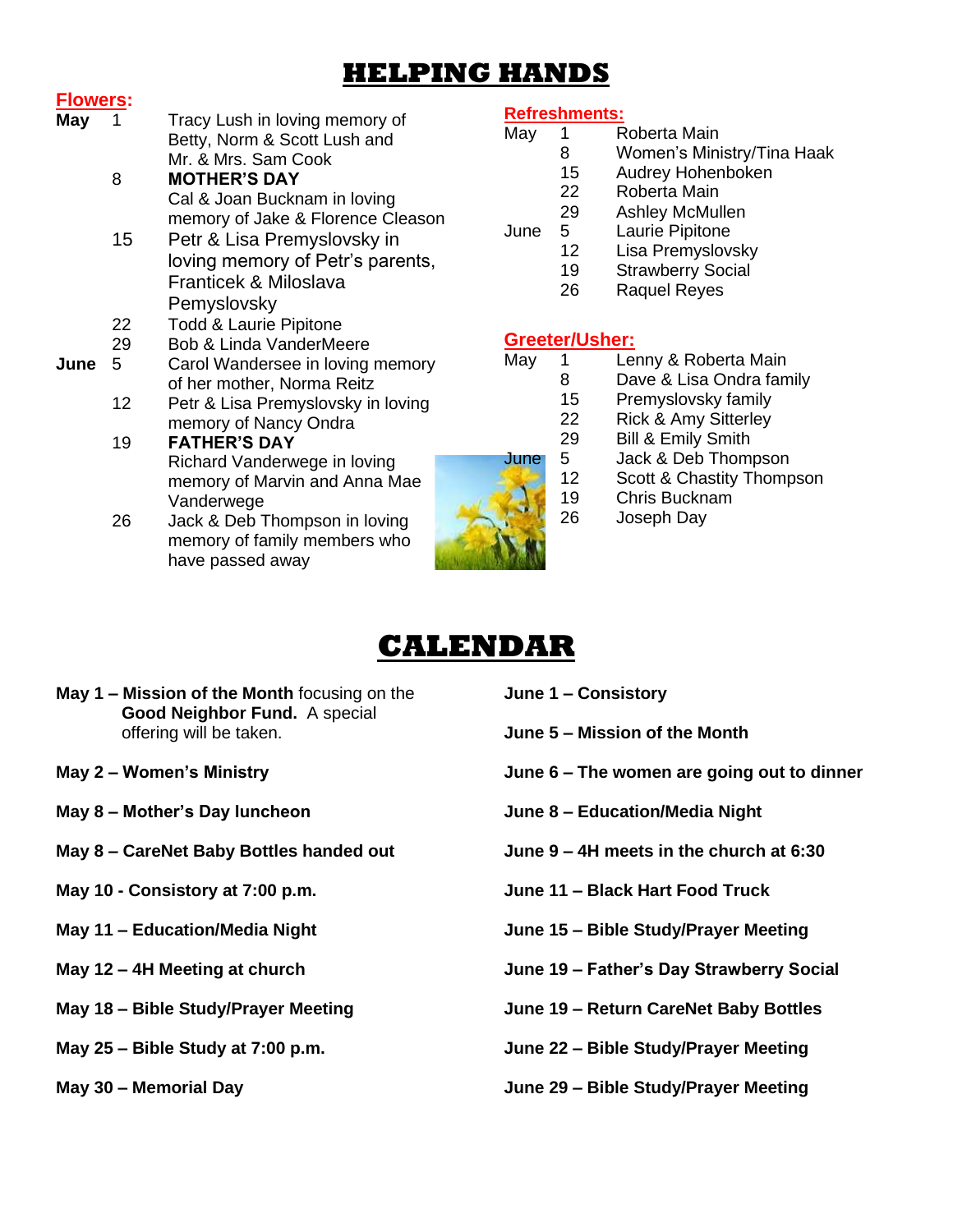# HELPING HANDS

## Flowers:

| | | |
|---|---|---|
| **May** | 1 | Tracy Lush in loving memory of Betty, Norm & Scott Lush and Mr. & Mrs. Sam Cook |
| | 8 | **MOTHER'S DAY** Cal & Joan Bucknam in loving memory of Jake & Florence Cleason |
| | 15 | Petr & Lisa Premyslovsky in loving memory of Petr's parents, Franticek & Miloslava Pemyslovsky |
| | 22 | Todd & Laurie Pipitone |
| | 29 | Bob & Linda VanderMeere |
| **June** | 5 | Carol Wandersee in loving memory of her mother, Norma Reitz |
| | 12 | Petr & Lisa Premyslovsky in loving memory of Nancy Ondra |
| | 19 | **FATHER'S DAY** Richard Vanderwege in loving memory of Marvin and Anna Mae Vanderwege |
| | 26 | Jack & Deb Thompson in loving memory of family members who have passed away |

## Refreshments:

| | | |
|---|---|---|
| May | 1 | Roberta Main |
| | 8 | Women's Ministry/Tina Haak |
| | 15 | Audrey Hohenboken |
| | 22 | Roberta Main |
| | 29 | Ashley McMullen |
| June | 5 | Laurie Pipitone |
| | 12 | Lisa Premyslovsky |
| | 19 | Strawberry Social |
| | 26 | Raquel Reyes |

## Greeter/Usher:

| | | |
|---|---|---|
| May | 1 | Lenny & Roberta Main |
| | 8 | Dave & Lisa Ondra family |
| | 15 | Premyslovsky family |
| | 22 | Rick & Amy Sitterley |
| | 29 | Bill & Emily Smith |
| June | 5 | Jack & Deb Thompson |
| | 12 | Scott & Chastity Thompson |
| | 19 | Chris Bucknam |
| | 26 | Joseph Day |

# CALENDAR

**May 1 – Mission of the Month** focusing on the **Good Neighbor Fund.** A special offering will be taken.

**May 2 – Women's Ministry**

**May 8 – Mother's Day luncheon**

**May 8 – CareNet Baby Bottles handed out**

**May 10 - Consistory at 7:00 p.m.**

**May 11 – Education/Media Night**

**May 12 – 4H Meeting at church**

**May 18 – Bible Study/Prayer Meeting**

**May 25 – Bible Study at 7:00 p.m.**

**May 30 – Memorial Day**

**June 1 – Consistory**

**June 5 – Mission of the Month**

**June 6 – The women are going out to dinner**

**June 8 – Education/Media Night**

**June 9 – 4H meets in the church at 6:30**

**June 11 – Black Hart Food Truck**

**June 15 – Bible Study/Prayer Meeting**

**June 19 – Father's Day Strawberry Social**

**June 19 – Return CareNet Baby Bottles**

**June 22 – Bible Study/Prayer Meeting**

**June 29 – Bible Study/Prayer Meeting**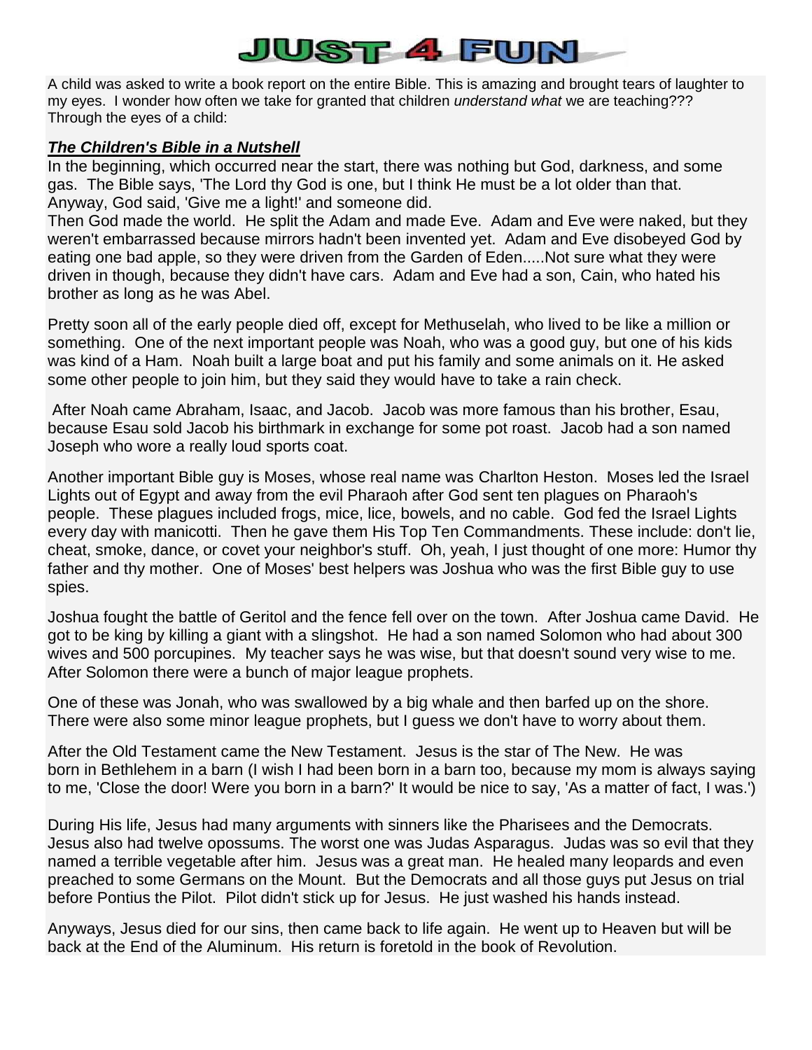# JUST 4 FUN

A child was asked to write a book report on the entire Bible. This is amazing and brought tears of laughter to my eyes. I wonder how often we take for granted that children *understand what* we are teaching??? Through the eyes of a child:

***The Children's Bible in a Nutshell***

In the beginning, which occurred near the start, there was nothing but God, darkness, and some gas. The Bible says, 'The Lord thy God is one, but I think He must be a lot older than that. Anyway, God said, 'Give me a light!' and someone did.

Then God made the world. He split the Adam and made Eve. Adam and Eve were naked, but they weren't embarrassed because mirrors hadn't been invented yet. Adam and Eve disobeyed God by eating one bad apple, so they were driven from the Garden of Eden.....Not sure what they were driven in though, because they didn't have cars. Adam and Eve had a son, Cain, who hated his brother as long as he was Abel.

Pretty soon all of the early people died off, except for Methuselah, who lived to be like a million or something. One of the next important people was Noah, who was a good guy, but one of his kids was kind of a Ham. Noah built a large boat and put his family and some animals on it. He asked some other people to join him, but they said they would have to take a rain check.

After Noah came Abraham, Isaac, and Jacob. Jacob was more famous than his brother, Esau, because Esau sold Jacob his birthmark in exchange for some pot roast. Jacob had a son named Joseph who wore a really loud sports coat.

Another important Bible guy is Moses, whose real name was Charlton Heston. Moses led the Israel Lights out of Egypt and away from the evil Pharaoh after God sent ten plagues on Pharaoh's people. These plagues included frogs, mice, lice, bowels, and no cable. God fed the Israel Lights every day with manicotti. Then he gave them His Top Ten Commandments. These include: don't lie, cheat, smoke, dance, or covet your neighbor's stuff. Oh, yeah, I just thought of one more: Humor thy father and thy mother. One of Moses' best helpers was Joshua who was the first Bible guy to use spies.

Joshua fought the battle of Geritol and the fence fell over on the town. After Joshua came David. He got to be king by killing a giant with a slingshot. He had a son named Solomon who had about 300 wives and 500 porcupines. My teacher says he was wise, but that doesn't sound very wise to me. After Solomon there were a bunch of major league prophets.

One of these was Jonah, who was swallowed by a big whale and then barfed up on the shore. There were also some minor league prophets, but I guess we don't have to worry about them.

After the Old Testament came the New Testament. Jesus is the star of The New. He was born in Bethlehem in a barn (I wish I had been born in a barn too, because my mom is always saying to me, 'Close the door! Were you born in a barn?' It would be nice to say, 'As a matter of fact, I was.')

During His life, Jesus had many arguments with sinners like the Pharisees and the Democrats. Jesus also had twelve opossums. The worst one was Judas Asparagus. Judas was so evil that they named a terrible vegetable after him. Jesus was a great man. He healed many leopards and even preached to some Germans on the Mount. But the Democrats and all those guys put Jesus on trial before Pontius the Pilot. Pilot didn't stick up for Jesus. He just washed his hands instead.

Anyways, Jesus died for our sins, then came back to life again. He went up to Heaven but will be back at the End of the Aluminum. His return is foretold in the book of Revolution.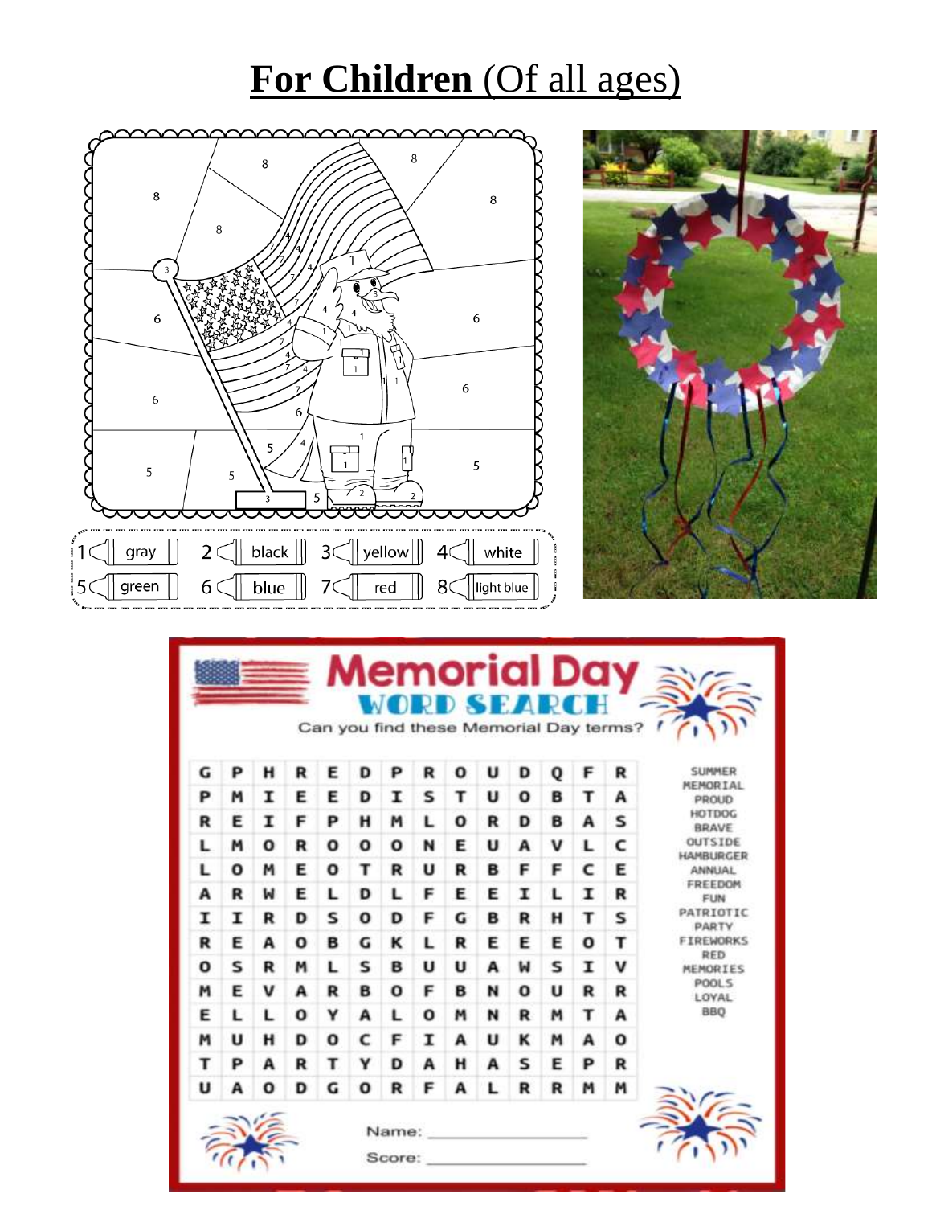# **For Children** (Of all ages)

1 gray
2 black
3 yellow
4 white
5 green
6 blue
7 red
8 light blue

## Memorial Day WORD SEARCH

Can you find these Memorial Day terms?

| | | | | | | | | | | | | | |
|---|---|---|---|---|---|---|---|---|---|---|---|---|---|
| G | P | H | R | E | D | P | R | O | U | D | Q | F | R |
| P | M | I | E | E | D | I | S | T | U | O | B | T | A |
| R | E | I | F | P | H | M | L | O | R | D | B | A | S |
| L | M | O | R | O | O | O | N | E | U | A | V | L | C |
| L | O | M | E | O | T | R | U | R | B | F | F | C | E |
| A | R | W | E | L | D | L | F | E | E | I | L | I | R |
| I | I | R | D | S | O | D | F | G | B | R | H | T | S |
| R | E | A | O | B | G | K | L | R | E | E | E | O | T |
| O | S | R | M | L | S | B | U | U | A | W | S | I | V |
| M | E | V | A | R | B | O | F | B | N | O | U | R | R |
| E | L | L | O | Y | A | L | O | M | N | R | M | T | A |
| M | U | H | D | O | C | F | I | A | U | K | M | A | O |
| T | P | A | R | T | Y | D | A | H | A | S | E | P | R |
| U | A | O | D | G | O | R | F | A | L | R | R | M | M |

SUMMER
MEMORIAL
PROUD
HOTDOG
BRAVE
OUTSIDE
HAMBURGER
ANNUAL
FREEDOM
FUN
PATRIOTIC
PARTY
FIREWORKS
RED
MEMORIES
POOLS
LOYAL
BBQ

Name: ______________

Score: ______________